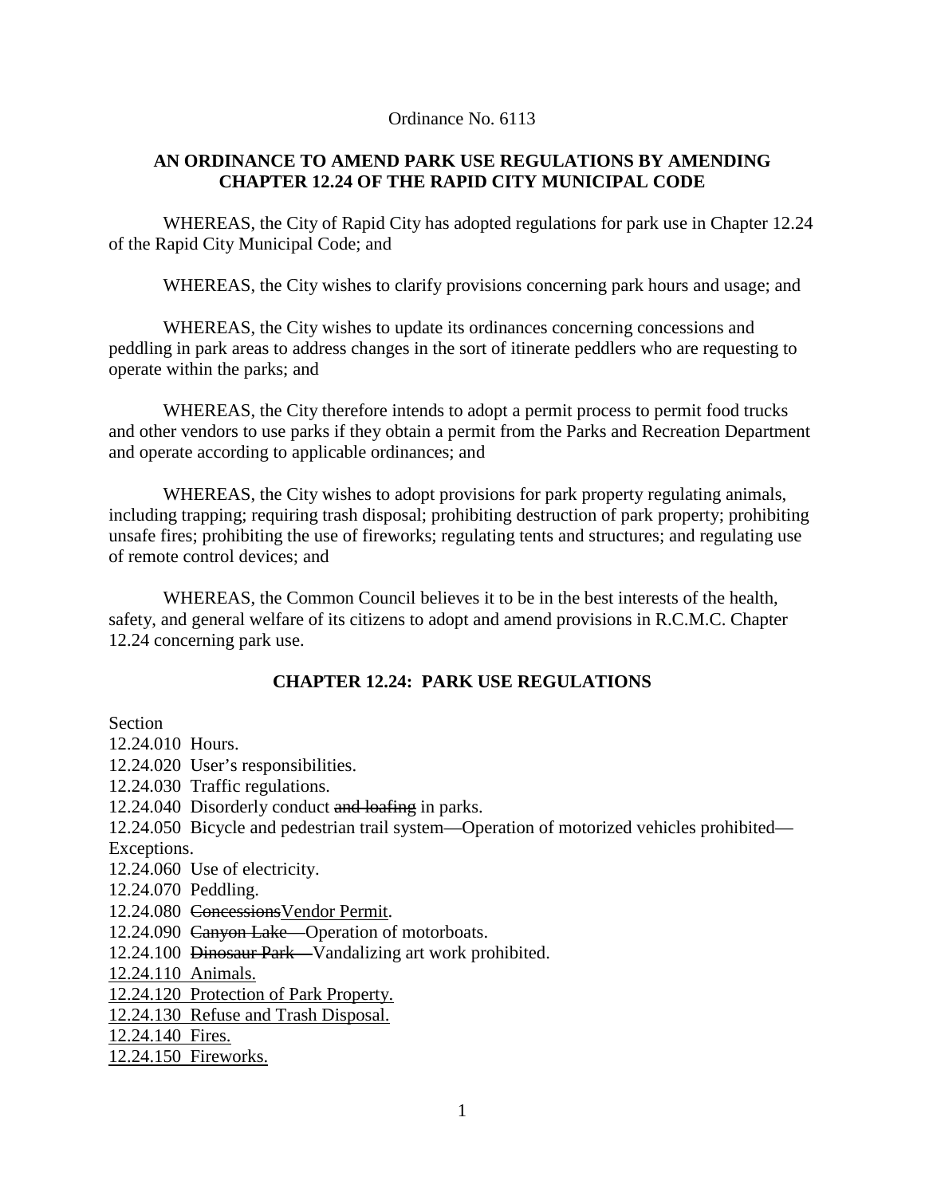Ordinance No. 6113

## AN ORDINANCE TO AMEND PARK USE REGULATIONS BY AMENDING CHAPTER 12.24 OF THE RAPID CITY MUNICIPAL CODE

WHEREAS, the City of Rapid City has adopted regulations for park use in Chapter 12.24 of the Rapid City Municipal Code; and

WHEREAS, the City wishes to clarify provisions concerning park hours and usage; and

WHEREAS, the City wishes to update its ordinances concerning concessions and peddling in park areas to address changes in the sort of itinerate peddlers who are requesting to operate within the parks; and

WHEREAS, the City therefore intends to adopt a permit process to permit food trucks and other vendors to use parks if they obtain a permit from the Parks and Recreation Department and operate according to applicable ordinances; and

WHEREAS, the City wishes to adopt provisions for park property regulating animals, including trapping; requiring trash disposal; prohibiting destruction of park property; prohibiting unsafe fires; prohibiting the use of fireworks; regulating tents and structures; and regulating use of remote control devices; and

WHEREAS, the Common Council believes it to be in the best interests of the health, safety, and general welfare of its citizens to adopt and amend provisions in R.C.M.C. Chapter 12.24 concerning park use.

### CHAPTER 12.24: PARK USE REGULATIONS

Section
12.24.010 Hours.
12.24.020 User's responsibilities.
12.24.030 Traffic regulations.
12.24.040 Disorderly conduct ~~and loafing~~ in parks.
12.24.050 Bicycle and pedestrian trail system—Operation of motorized vehicles prohibited—Exceptions.
12.24.060 Use of electricity.
12.24.070 Peddling.
12.24.080 ~~Concessions~~<u>Vendor Permit</u>.
12.24.090 ~~Canyon Lake—~~Operation of motorboats.
12.24.100 ~~Dinosaur Park—~~Vandalizing art work prohibited.
<u>12.24.110 Animals.</u>
<u>12.24.120 Protection of Park Property.</u>
<u>12.24.130 Refuse and Trash Disposal.</u>
<u>12.24.140 Fires.</u>
<u>12.24.150 Fireworks.</u>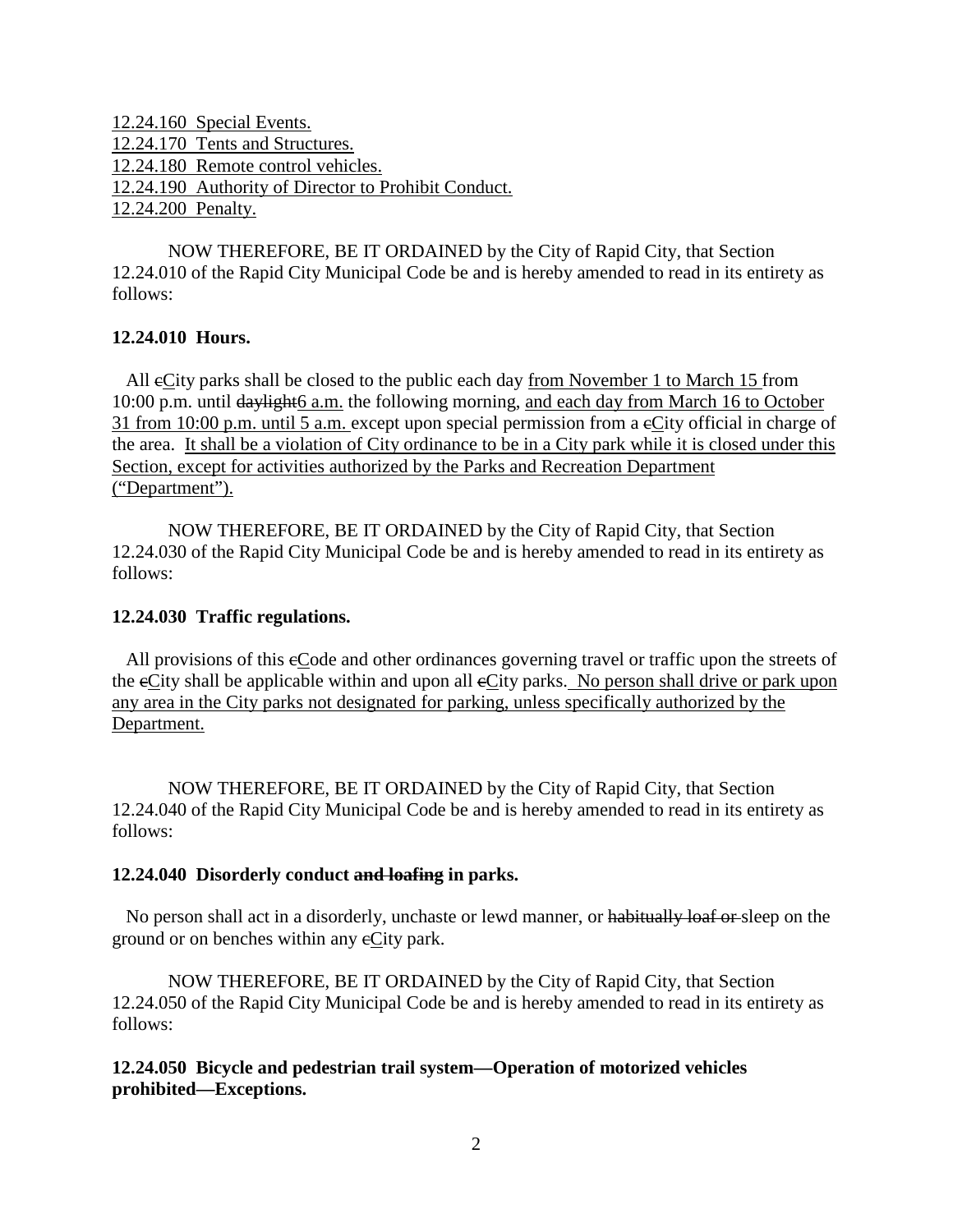12.24.160 Special Events.
12.24.170 Tents and Structures.
12.24.180 Remote control vehicles.
12.24.190 Authority of Director to Prohibit Conduct.
12.24.200 Penalty.

NOW THEREFORE, BE IT ORDAINED by the City of Rapid City, that Section 12.24.010 of the Rapid City Municipal Code be and is hereby amended to read in its entirety as follows:

**12.24.010 Hours.**

All cCity parks shall be closed to the public each day from November 1 to March 15 from 10:00 p.m. until daylight6 a.m. the following morning, and each day from March 16 to October 31 from 10:00 p.m. until 5 a.m. except upon special permission from a cCity official in charge of the area. It shall be a violation of City ordinance to be in a City park while it is closed under this Section, except for activities authorized by the Parks and Recreation Department ("Department").

NOW THEREFORE, BE IT ORDAINED by the City of Rapid City, that Section 12.24.030 of the Rapid City Municipal Code be and is hereby amended to read in its entirety as follows:

**12.24.030 Traffic regulations.**

All provisions of this cCode and other ordinances governing travel or traffic upon the streets of the cCity shall be applicable within and upon all cCity parks. No person shall drive or park upon any area in the City parks not designated for parking, unless specifically authorized by the Department.

NOW THEREFORE, BE IT ORDAINED by the City of Rapid City, that Section 12.24.040 of the Rapid City Municipal Code be and is hereby amended to read in its entirety as follows:

**12.24.040 Disorderly conduct ~~and loafing~~ in parks.**

No person shall act in a disorderly, unchaste or lewd manner, or ~~habitually loaf or~~ sleep on the ground or on benches within any cCity park.

NOW THEREFORE, BE IT ORDAINED by the City of Rapid City, that Section 12.24.050 of the Rapid City Municipal Code be and is hereby amended to read in its entirety as follows:

**12.24.050 Bicycle and pedestrian trail system—Operation of motorized vehicles prohibited—Exceptions.**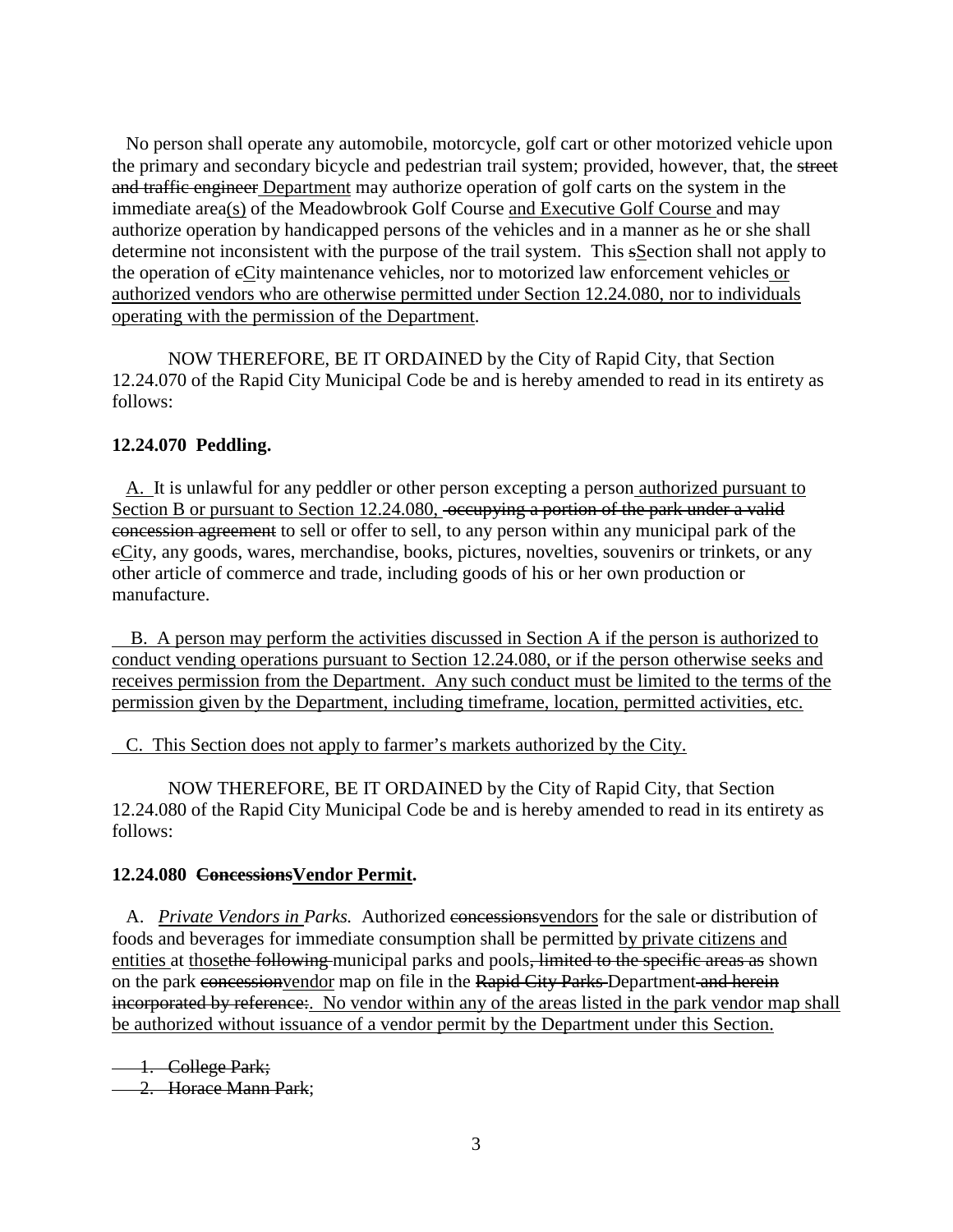No person shall operate any automobile, motorcycle, golf cart or other motorized vehicle upon the primary and secondary bicycle and pedestrian trail system; provided, however, that, the ~~street and traffic engineer~~ <u>Department</u> may authorize operation of golf carts on the system in the immediate area<u>(s)</u> of the Meadowbrook Golf Course <u>and Executive Golf Course</u> and may authorize operation by handicapped persons of the vehicles and in a manner as he or she shall determine not inconsistent with the purpose of the trail system. This ~~s~~<u>S</u>ection shall not apply to the operation of ~~c~~<u>C</u>ity maintenance vehicles, nor to motorized law enforcement vehicles <u>or authorized vendors who are otherwise permitted under Section 12.24.080, nor to individuals operating with the permission of the Department</u>.

NOW THEREFORE, BE IT ORDAINED by the City of Rapid City, that Section 12.24.070 of the Rapid City Municipal Code be and is hereby amended to read in its entirety as follows:

**12.24.070 Peddling.**

<u>A.</u> It is unlawful for any peddler or other person excepting a person <u>authorized pursuant to Section B or pursuant to Section 12.24.080,</u> ~~occupying a portion of the park under a valid concession agreement~~ to sell or offer to sell, to any person within any municipal park of the ~~c~~<u>C</u>ity, any goods, wares, merchandise, books, pictures, novelties, souvenirs or trinkets, or any other article of commerce and trade, including goods of his or her own production or manufacture.

<u>B. A person may perform the activities discussed in Section A if the person is authorized to conduct vending operations pursuant to Section 12.24.080, or if the person otherwise seeks and receives permission from the Department. Any such conduct must be limited to the terms of the permission given by the Department, including timeframe, location, permitted activities, etc.</u>

<u>C. This Section does not apply to farmer's markets authorized by the City.</u>

NOW THEREFORE, BE IT ORDAINED by the City of Rapid City, that Section 12.24.080 of the Rapid City Municipal Code be and is hereby amended to read in its entirety as follows:

**12.24.080 ~~Concessions~~<u>Vendor Permit</u>.**

A. *<u>Private Vendors in</u> Parks.* Authorized ~~concessions~~<u>vendors</u> for the sale or distribution of foods and beverages for immediate consumption shall be permitted <u>by private citizens and entities</u> at <u>those</u>~~the following~~ municipal parks and pools~~, limited to the specific areas as~~ shown on the park ~~concession~~<u>vendor</u> map on file in the ~~Rapid City Parks~~ Department ~~and herein incorporated by reference:~~<u>. No vendor within any of the areas listed in the park vendor map shall be authorized without issuance of a vendor permit by the Department under this Section.</u>

~~1. College Park;~~

~~2. Horace Mann Park~~;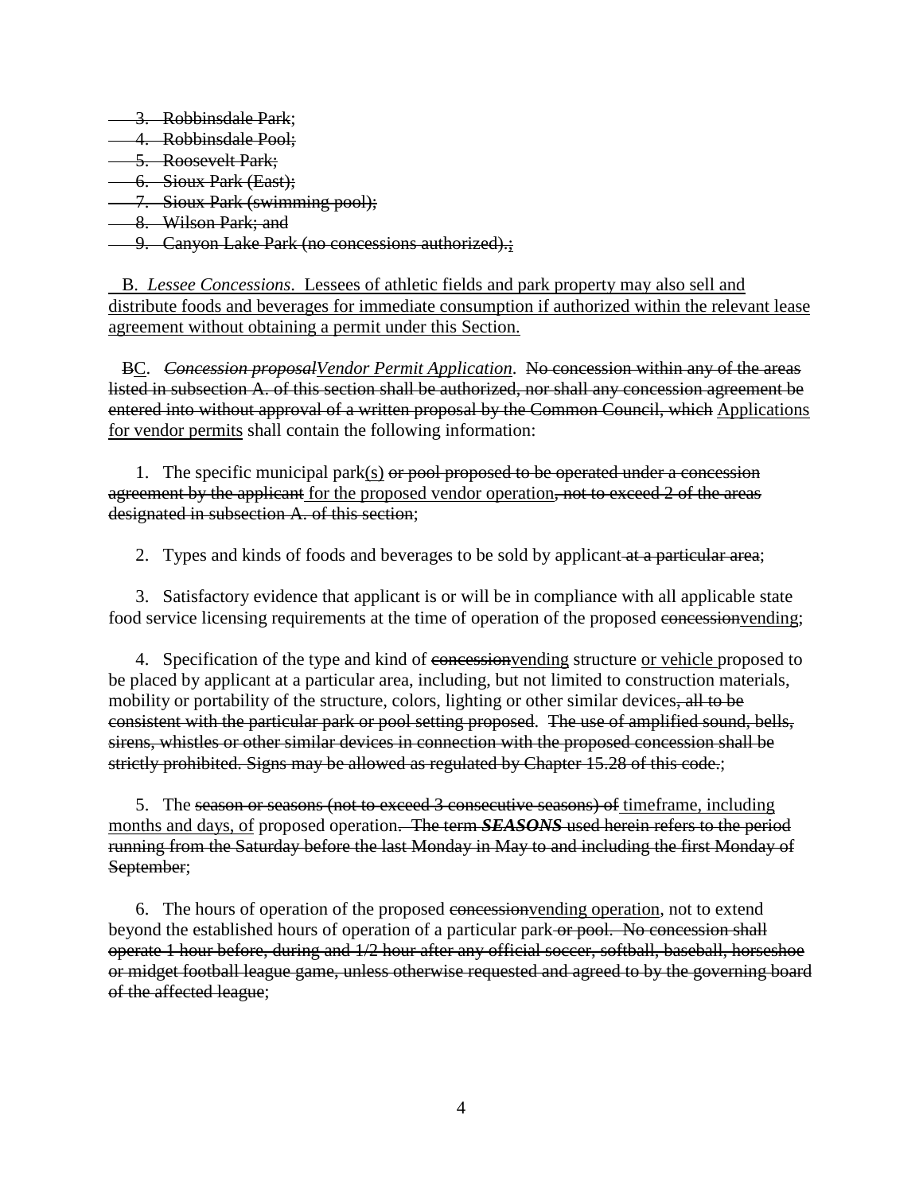~~3. Robbinsdale Park;~~
~~4. Robbinsdale Pool;~~
~~5. Roosevelt Park;~~
~~6. Sioux Park (East);~~
~~7. Sioux Park (swimming pool);~~
~~8. Wilson Park; and~~
~~9. Canyon Lake Park (no concessions authorized).~~;

<u>B. *Lessee Concessions*. Lessees of athletic fields and park property may also sell and distribute foods and beverages for immediate consumption if authorized within the relevant lease agreement without obtaining a permit under this Section.</u>

~~B~~<u>C</u>. ~~*Concession proposal*~~<u>*Vendor Permit Application*</u>. ~~No concession within any of the areas listed in subsection A. of this section shall be authorized, nor shall any concession agreement be entered into without approval of a written proposal by the Common Council, which~~ <u>Applications for vendor permits</u> shall contain the following information:

1. The specific municipal park<u>(s)</u> ~~or pool proposed to be operated under a concession agreement by the applicant~~ <u>for the proposed vendor operation</u>~~, not to exceed 2 of the areas designated in subsection A. of this section~~;

2. Types and kinds of foods and beverages to be sold by applicant ~~at a particular area~~;

3. Satisfactory evidence that applicant is or will be in compliance with all applicable state food service licensing requirements at the time of operation of the proposed ~~concession~~<u>vending</u>;

4. Specification of the type and kind of ~~concession~~<u>vending</u> structure <u>or vehicle</u> proposed to be placed by applicant at a particular area, including, but not limited to construction materials, mobility or portability of the structure, colors, lighting or other similar devices~~, all to be consistent with the particular park or pool setting proposed. The use of amplified sound, bells, sirens, whistles or other similar devices in connection with the proposed concession shall be strictly prohibited. Signs may be allowed as regulated by Chapter 15.28 of this code.~~;

5. The ~~season or seasons (not to exceed 3 consecutive seasons) of~~ <u>timeframe, including months and days, of</u> proposed operation~~. The term ***SEASONS*** used herein refers to the period running from the Saturday before the last Monday in May to and including the first Monday of September~~;

6. The hours of operation of the proposed ~~concession~~<u>vending operation</u>, not to extend beyond the established hours of operation of a particular park ~~or pool. No concession shall operate 1 hour before, during and 1/2 hour after any official soccer, softball, baseball, horseshoe or midget football league game, unless otherwise requested and agreed to by the governing board of the affected league~~;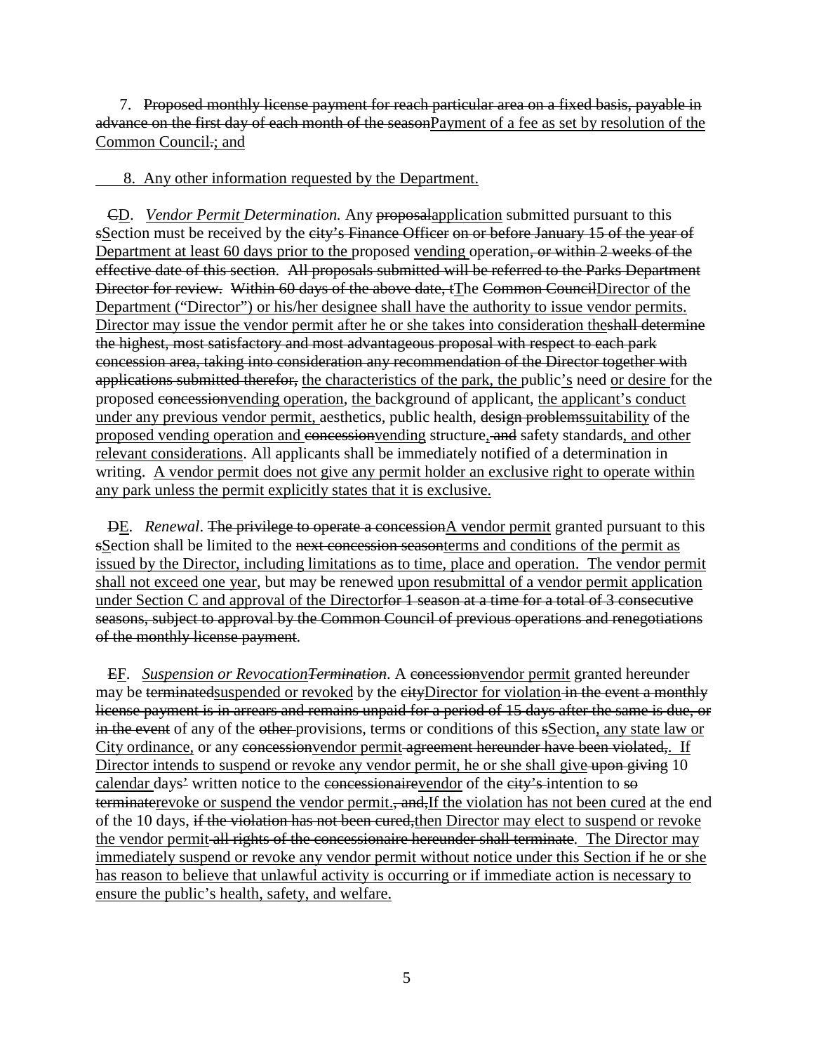7. ~~Proposed monthly license payment for reach particular area on a fixed basis, payable in advance on the first day of each month of the season~~<u>Payment of a fee as set by resolution of the Common Council</u>~~.~~<u>; and</u>

<u>8. Any other information requested by the Department.</u>

~~C~~<u>D</u>. <u>*Vendor Permit*</u> *Determination.* Any ~~proposal~~<u>application</u> submitted pursuant to this ~~s~~<u>S</u>ection must be received by the ~~city's Finance Officer~~ ~~on or before January 15 of the year of~~ <u>Department at least 60 days prior to the</u> proposed <u>vending</u> operation~~, or within 2 weeks of the effective date of this section~~. ~~All proposals submitted will be referred to the Parks Department Director for review. Within 60 days of the above date, t~~<u>T</u>he ~~Common Council~~<u>Director of the Department ("Director") or his/her designee shall have the authority to issue vendor permits. Director may issue the vendor permit after he or she takes into consideration the</u>~~shall determine the highest, most satisfactory and most advantageous proposal with respect to each park concession area, taking into consideration any recommendation of the Director together with applications submitted therefor,~~ <u>the characteristics of the park, the</u> public<u>'s</u> need <u>or desire</u> for the proposed ~~concession~~<u>vending operation</u>, <u>the</u> background of applicant, <u>the applicant's conduct under any previous vendor permit,</u> aesthetics, public health, ~~design problems~~<u>suitability</u> of the <u>proposed vending operation and</u> ~~concession~~<u>vending</u> structure<u>,</u> ~~and~~ safety standards<u>, and other relevant considerations</u>. All applicants shall be immediately notified of a determination in writing. <u>A vendor permit does not give any permit holder an exclusive right to operate within any park unless the permit explicitly states that it is exclusive.</u>

~~D~~<u>E</u>. *Renewal*. ~~The privilege to operate a concession~~<u>A vendor permit</u> granted pursuant to this ~~s~~<u>S</u>ection shall be limited to the ~~next concession season~~<u>terms and conditions of the permit as issued by the Director, including limitations as to time, place and operation. The vendor permit shall not exceed one year</u>, but may be renewed <u>upon resubmittal of a vendor permit application under Section C and approval of the Director</u>~~for 1 season at a time for a total of 3 consecutive seasons, subject to approval by the Common Council of previous operations and renegotiations of the monthly license payment~~.

~~E~~<u>F</u>. <u>*Suspension or Revocation*</u>~~*Termination*~~. A ~~concession~~<u>vendor permit</u> granted hereunder may be ~~terminated~~<u>suspended or revoked</u> by the ~~city~~<u>Director for violation</u> ~~in the event a monthly license payment is in arrears and remains unpaid for a period of 15 days after the same is due, or in the event~~ of any of the ~~other~~ provisions, terms or conditions of this ~~s~~<u>S</u>ection<u>, any state law or City ordinance,</u> or any ~~concession~~<u>vendor permit</u> ~~agreement hereunder have been violated,~~. <u>If Director intends to suspend or revoke any vendor permit, he or she shall give</u> ~~upon giving~~ 10 <u>calendar</u> days~~'~~ written notice to the ~~concessionaire~~<u>vendor</u> of the ~~city's~~ intention to ~~so terminate~~<u>revoke or suspend the vendor permit.</u>~~, and,~~<u>If the violation has not been cured</u> at the end of the 10 days, ~~if the violation has not been cured,~~<u>then Director may elect to suspend or revoke the vendor permit</u> ~~all rights of the concessionaire hereunder shall terminate~~. <u>The Director may immediately suspend or revoke any vendor permit without notice under this Section if he or she has reason to believe that unlawful activity is occurring or if immediate action is necessary to ensure the public's health, safety, and welfare.</u>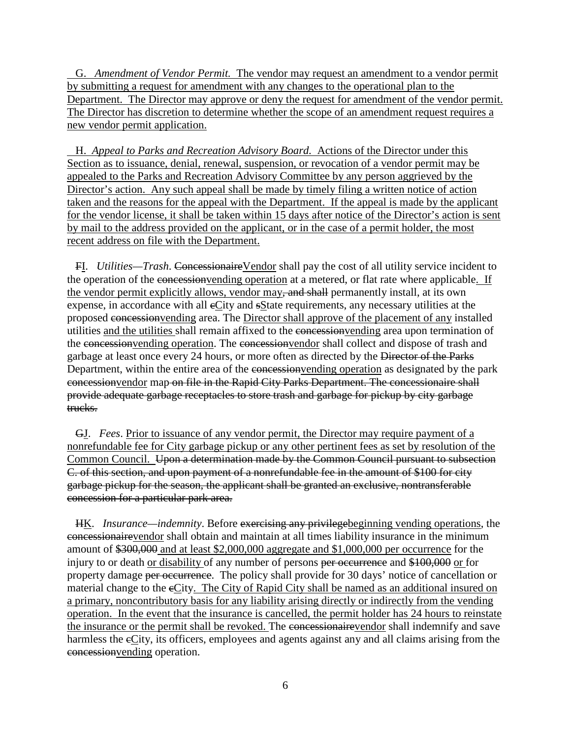G. *Amendment of Vendor Permit.* The vendor may request an amendment to a vendor permit by submitting a request for amendment with any changes to the operational plan to the Department. The Director may approve or deny the request for amendment of the vendor permit. The Director has discretion to determine whether the scope of an amendment request requires a new vendor permit application.

H. *Appeal to Parks and Recreation Advisory Board.* Actions of the Director under this Section as to issuance, denial, renewal, suspension, or revocation of a vendor permit may be appealed to the Parks and Recreation Advisory Committee by any person aggrieved by the Director's action. Any such appeal shall be made by timely filing a written notice of action taken and the reasons for the appeal with the Department. If the appeal is made by the applicant for the vendor license, it shall be taken within 15 days after notice of the Director's action is sent by mail to the address provided on the applicant, or in the case of a permit holder, the most recent address on file with the Department.

~~F~~I. *Utilities—Trash*. ~~Concessionaire~~Vendor shall pay the cost of all utility service incident to the operation of the ~~concession~~vending operation at a metered, or flat rate where applicable. If the vendor permit explicitly allows, vendor may~~, and shall~~ permanently install, at its own expense, in accordance with all ~~c~~City and ~~s~~State requirements, any necessary utilities at the proposed ~~concession~~vending area. The Director shall approve of the placement of any installed utilities and the utilities shall remain affixed to the ~~concession~~vending area upon termination of the ~~concession~~vending operation. The ~~concession~~vendor shall collect and dispose of trash and garbage at least once every 24 hours, or more often as directed by the ~~Director of the Parks~~ Department, within the entire area of the ~~concession~~vending operation as designated by the park ~~concession~~vendor map ~~on file in the Rapid City Parks Department. The concessionaire shall provide adequate garbage receptacles to store trash and garbage for pickup by city garbage trucks.~~

~~G~~J. *Fees*. Prior to issuance of any vendor permit, the Director may require payment of a nonrefundable fee for City garbage pickup or any other pertinent fees as set by resolution of the Common Council. ~~Upon a determination made by the Common Council pursuant to subsection C. of this section, and upon payment of a nonrefundable fee in the amount of $100 for city garbage pickup for the season, the applicant shall be granted an exclusive, nontransferable concession for a particular park area.~~

~~H~~K. *Insurance—indemnity*. Before ~~exercising any privilege~~beginning vending operations, the ~~concessionaire~~vendor shall obtain and maintain at all times liability insurance in the minimum amount of ~~$300,000~~ and at least $2,000,000 aggregate and $1,000,000 per occurrence for the injury to or death or disability of any number of persons ~~per occurrence~~ and ~~$100,000~~ or for property damage ~~per occurrence~~. The policy shall provide for 30 days' notice of cancellation or material change to the ~~c~~City. The City of Rapid City shall be named as an additional insured on a primary, noncontributory basis for any liability arising directly or indirectly from the vending operation. In the event that the insurance is cancelled, the permit holder has 24 hours to reinstate the insurance or the permit shall be revoked. The ~~concessionaire~~vendor shall indemnify and save harmless the ~~c~~City, its officers, employees and agents against any and all claims arising from the ~~concession~~vending operation.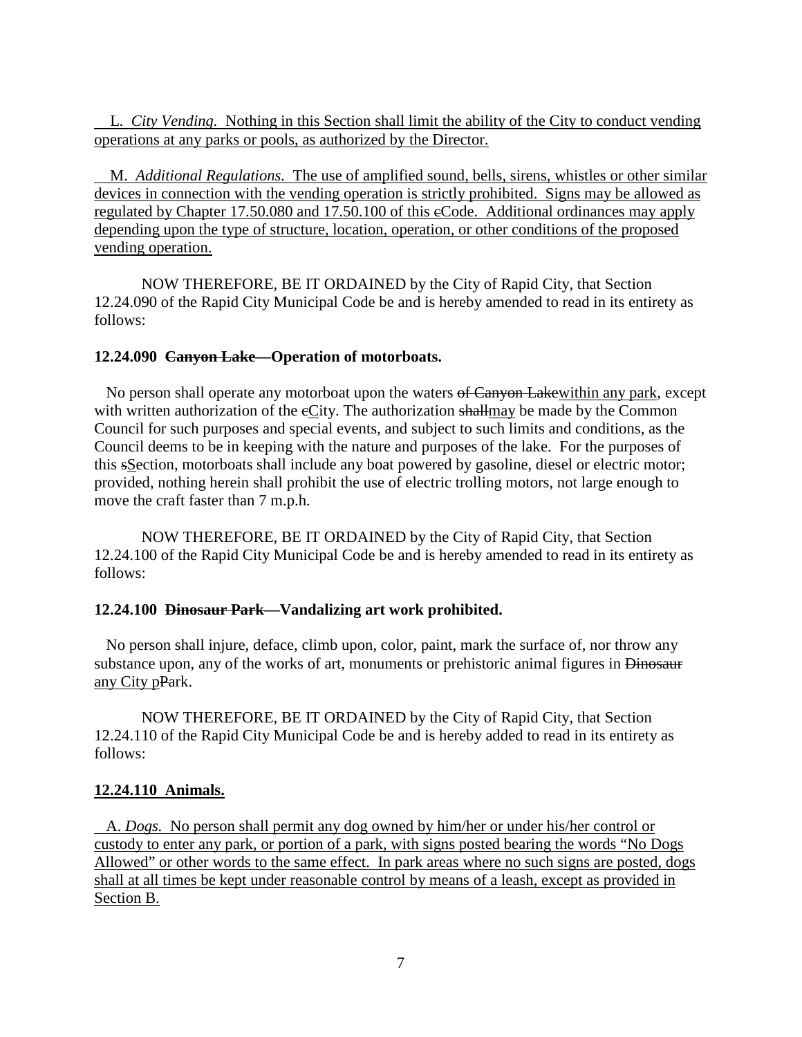L. *City Vending.* Nothing in this Section shall limit the ability of the City to conduct vending operations at any parks or pools, as authorized by the Director.

M. *Additional Regulations.* The use of amplified sound, bells, sirens, whistles or other similar devices in connection with the vending operation is strictly prohibited. Signs may be allowed as regulated by Chapter 17.50.080 and 17.50.100 of this ~~c~~Code. Additional ordinances may apply depending upon the type of structure, location, operation, or other conditions of the proposed vending operation.

NOW THEREFORE, BE IT ORDAINED by the City of Rapid City, that Section 12.24.090 of the Rapid City Municipal Code be and is hereby amended to read in its entirety as follows:

**12.24.090 ~~Canyon Lake—~~Operation of motorboats.**

No person shall operate any motorboat upon the waters ~~of Canyon Lake~~within any park, except with written authorization of the ~~c~~City. The authorization ~~shall~~may be made by the Common Council for such purposes and special events, and subject to such limits and conditions, as the Council deems to be in keeping with the nature and purposes of the lake. For the purposes of this ~~s~~Section, motorboats shall include any boat powered by gasoline, diesel or electric motor; provided, nothing herein shall prohibit the use of electric trolling motors, not large enough to move the craft faster than 7 m.p.h.

NOW THEREFORE, BE IT ORDAINED by the City of Rapid City, that Section 12.24.100 of the Rapid City Municipal Code be and is hereby amended to read in its entirety as follows:

**12.24.100 ~~Dinosaur Park—~~Vandalizing art work prohibited.**

No person shall injure, deface, climb upon, color, paint, mark the surface of, nor throw any substance upon, any of the works of art, monuments or prehistoric animal figures in ~~Dinosaur~~ any City p~~P~~ark.

NOW THEREFORE, BE IT ORDAINED by the City of Rapid City, that Section 12.24.110 of the Rapid City Municipal Code be and is hereby added to read in its entirety as follows:

**12.24.110 Animals.**

A. *Dogs.* No person shall permit any dog owned by him/her or under his/her control or custody to enter any park, or portion of a park, with signs posted bearing the words "No Dogs Allowed" or other words to the same effect. In park areas where no such signs are posted, dogs shall at all times be kept under reasonable control by means of a leash, except as provided in Section B.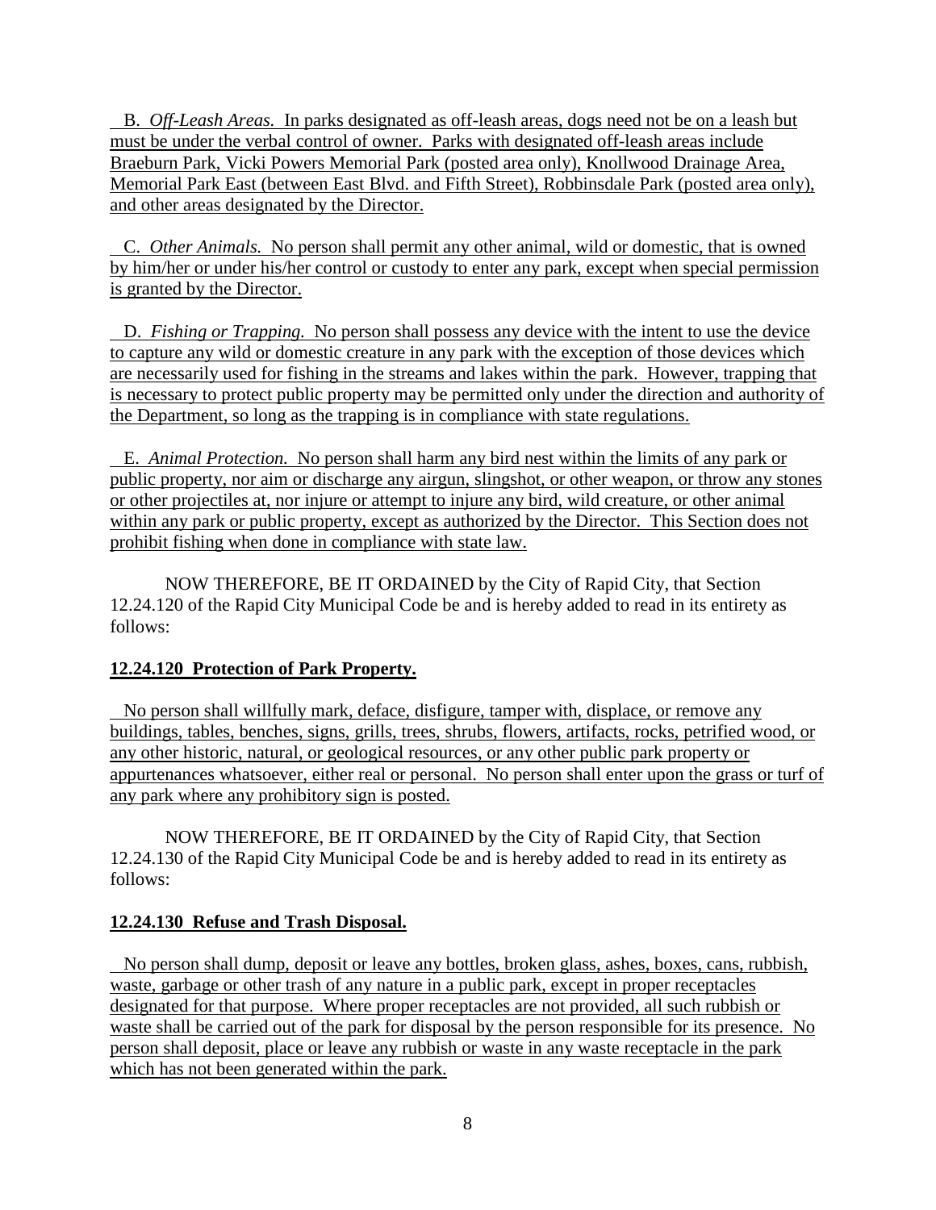B. *Off-Leash Areas.* In parks designated as off-leash areas, dogs need not be on a leash but must be under the verbal control of owner. Parks with designated off-leash areas include Braeburn Park, Vicki Powers Memorial Park (posted area only), Knollwood Drainage Area, Memorial Park East (between East Blvd. and Fifth Street), Robbinsdale Park (posted area only), and other areas designated by the Director.

C. *Other Animals.* No person shall permit any other animal, wild or domestic, that is owned by him/her or under his/her control or custody to enter any park, except when special permission is granted by the Director.

D. *Fishing or Trapping.* No person shall possess any device with the intent to use the device to capture any wild or domestic creature in any park with the exception of those devices which are necessarily used for fishing in the streams and lakes within the park. However, trapping that is necessary to protect public property may be permitted only under the direction and authority of the Department, so long as the trapping is in compliance with state regulations.

E. *Animal Protection.* No person shall harm any bird nest within the limits of any park or public property, nor aim or discharge any airgun, slingshot, or other weapon, or throw any stones or other projectiles at, nor injure or attempt to injure any bird, wild creature, or other animal within any park or public property, except as authorized by the Director. This Section does not prohibit fishing when done in compliance with state law.

NOW THEREFORE, BE IT ORDAINED by the City of Rapid City, that Section 12.24.120 of the Rapid City Municipal Code be and is hereby added to read in its entirety as follows:

**12.24.120 Protection of Park Property.**

No person shall willfully mark, deface, disfigure, tamper with, displace, or remove any buildings, tables, benches, signs, grills, trees, shrubs, flowers, artifacts, rocks, petrified wood, or any other historic, natural, or geological resources, or any other public park property or appurtenances whatsoever, either real or personal. No person shall enter upon the grass or turf of any park where any prohibitory sign is posted.

NOW THEREFORE, BE IT ORDAINED by the City of Rapid City, that Section 12.24.130 of the Rapid City Municipal Code be and is hereby added to read in its entirety as follows:

**12.24.130 Refuse and Trash Disposal.**

No person shall dump, deposit or leave any bottles, broken glass, ashes, boxes, cans, rubbish, waste, garbage or other trash of any nature in a public park, except in proper receptacles designated for that purpose. Where proper receptacles are not provided, all such rubbish or waste shall be carried out of the park for disposal by the person responsible for its presence. No person shall deposit, place or leave any rubbish or waste in any waste receptacle in the park which has not been generated within the park.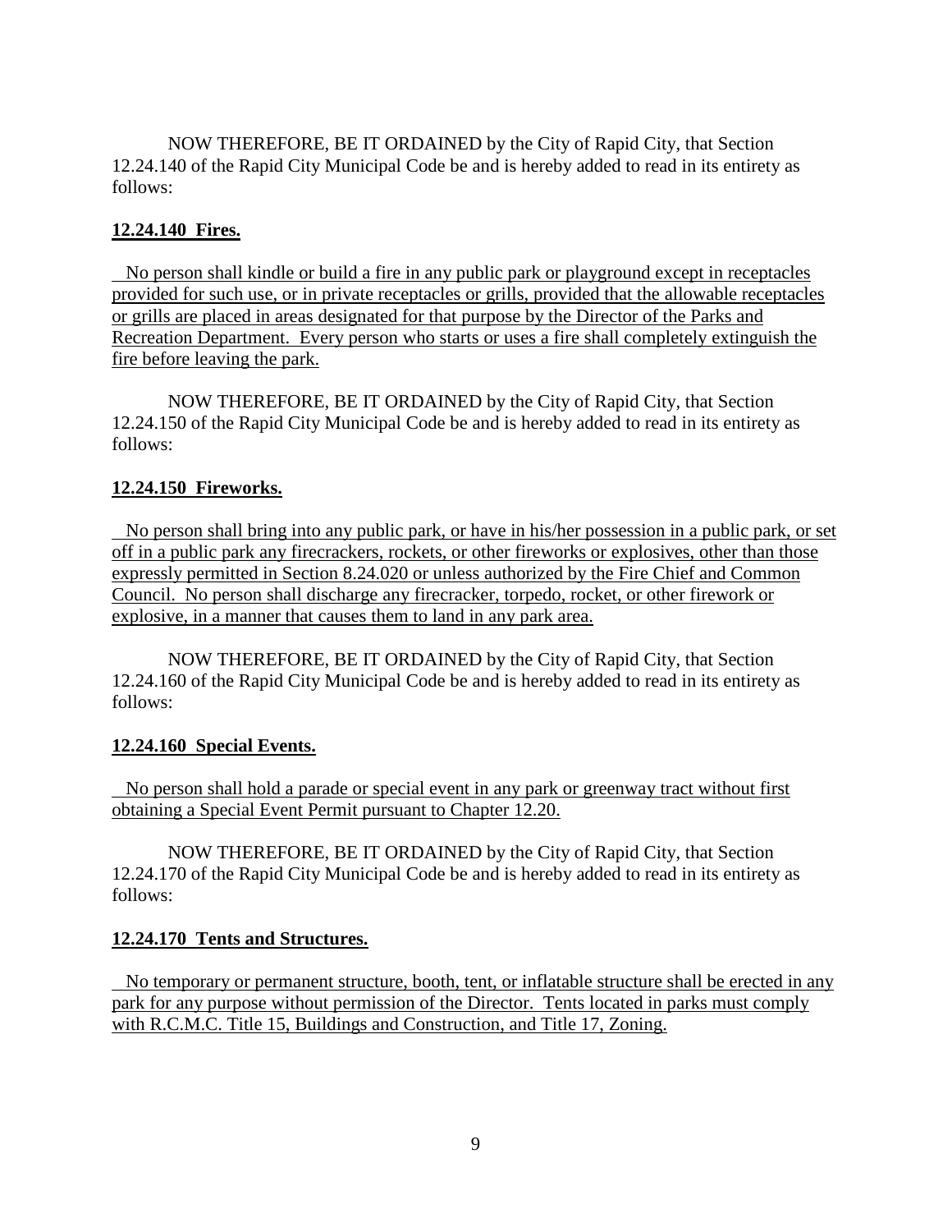NOW THEREFORE, BE IT ORDAINED by the City of Rapid City, that Section 12.24.140 of the Rapid City Municipal Code be and is hereby added to read in its entirety as follows:

**12.24.140 Fires.**

No person shall kindle or build a fire in any public park or playground except in receptacles provided for such use, or in private receptacles or grills, provided that the allowable receptacles or grills are placed in areas designated for that purpose by the Director of the Parks and Recreation Department. Every person who starts or uses a fire shall completely extinguish the fire before leaving the park.

NOW THEREFORE, BE IT ORDAINED by the City of Rapid City, that Section 12.24.150 of the Rapid City Municipal Code be and is hereby added to read in its entirety as follows:

**12.24.150 Fireworks.**

No person shall bring into any public park, or have in his/her possession in a public park, or set off in a public park any firecrackers, rockets, or other fireworks or explosives, other than those expressly permitted in Section 8.24.020 or unless authorized by the Fire Chief and Common Council. No person shall discharge any firecracker, torpedo, rocket, or other firework or explosive, in a manner that causes them to land in any park area.

NOW THEREFORE, BE IT ORDAINED by the City of Rapid City, that Section 12.24.160 of the Rapid City Municipal Code be and is hereby added to read in its entirety as follows:

**12.24.160 Special Events.**

No person shall hold a parade or special event in any park or greenway tract without first obtaining a Special Event Permit pursuant to Chapter 12.20.

NOW THEREFORE, BE IT ORDAINED by the City of Rapid City, that Section 12.24.170 of the Rapid City Municipal Code be and is hereby added to read in its entirety as follows:

**12.24.170 Tents and Structures.**

No temporary or permanent structure, booth, tent, or inflatable structure shall be erected in any park for any purpose without permission of the Director. Tents located in parks must comply with R.C.M.C. Title 15, Buildings and Construction, and Title 17, Zoning.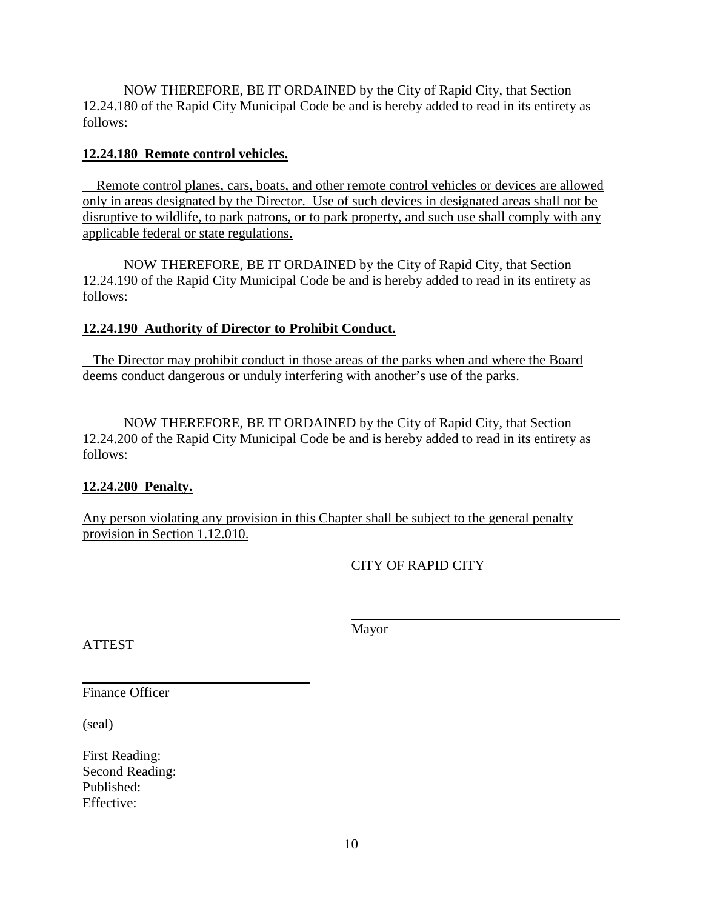NOW THEREFORE, BE IT ORDAINED by the City of Rapid City, that Section 12.24.180 of the Rapid City Municipal Code be and is hereby added to read in its entirety as follows:

**12.24.180 Remote control vehicles.**

Remote control planes, cars, boats, and other remote control vehicles or devices are allowed only in areas designated by the Director. Use of such devices in designated areas shall not be disruptive to wildlife, to park patrons, or to park property, and such use shall comply with any applicable federal or state regulations.

NOW THEREFORE, BE IT ORDAINED by the City of Rapid City, that Section 12.24.190 of the Rapid City Municipal Code be and is hereby added to read in its entirety as follows:

**12.24.190 Authority of Director to Prohibit Conduct.**

The Director may prohibit conduct in those areas of the parks when and where the Board deems conduct dangerous or unduly interfering with another's use of the parks.

NOW THEREFORE, BE IT ORDAINED by the City of Rapid City, that Section 12.24.200 of the Rapid City Municipal Code be and is hereby added to read in its entirety as follows:

**12.24.200 Penalty.**

Any person violating any provision in this Chapter shall be subject to the general penalty provision in Section 1.12.010.

CITY OF RAPID CITY

\_\_\_\_\_\_\_\_\_\_\_\_\_\_\_\_\_\_\_\_\_\_\_\_\_\_\_\_\_\_\_\_\_\_\_\_
Mayor

ATTEST

\_\_\_\_\_\_\_\_\_\_\_\_\_\_\_\_\_\_\_\_\_\_\_\_\_\_\_\_\_\_\_\_\_\_\_\_
Finance Officer

(seal)

First Reading:
Second Reading:
Published:
Effective: